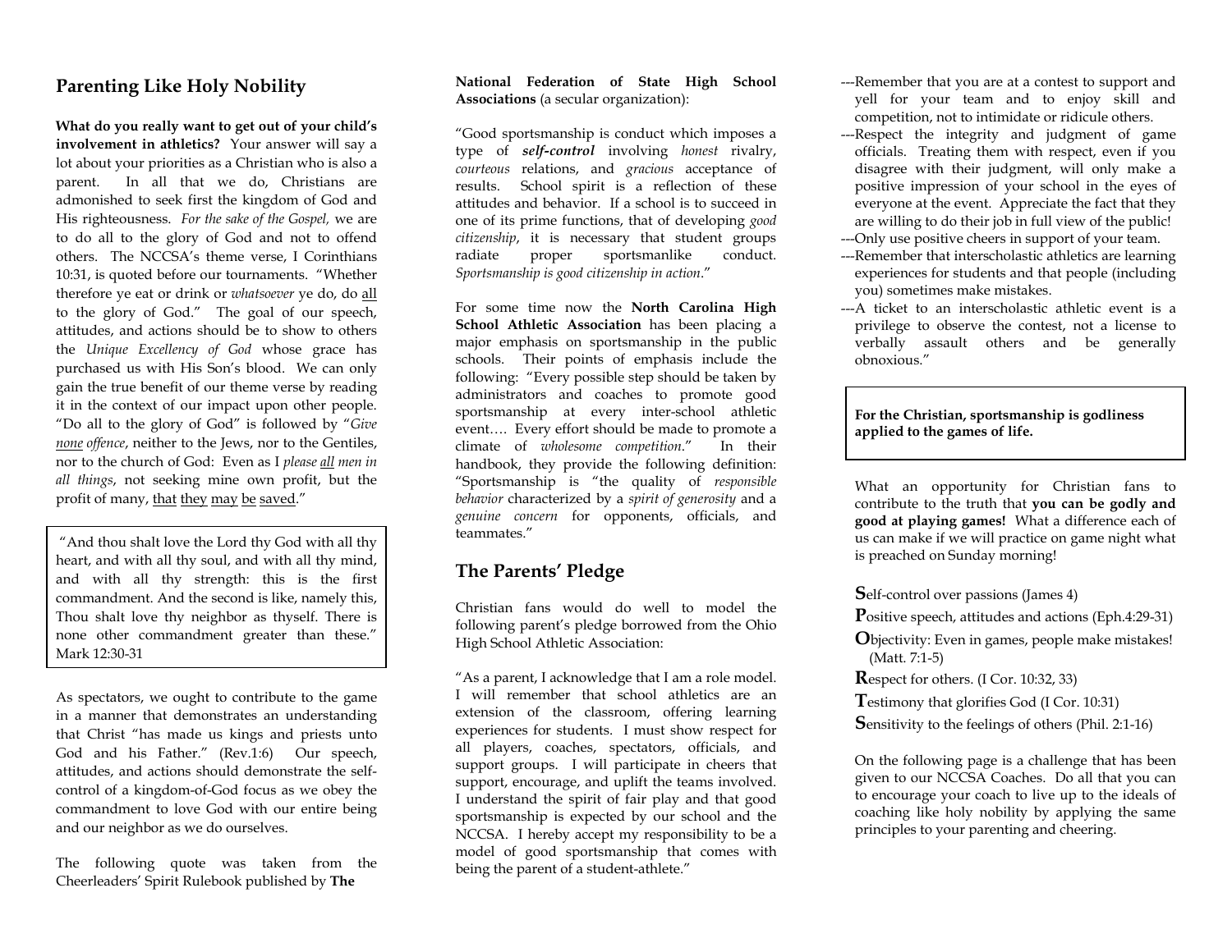## Parenting Like Holy Nobility

**What do you really want to get out of your child's involvement in athletics?** Your answer will say a lot about your priorities as a Christian who is also a parent. In all that we do, Christians are admonished to seek first the kingdom of God and His righteousness. *For the sake of the Gospel,* we are to do all to the glory of God and not to offend others. The NCCSA's theme verse, I Corinthians 10:31, is quoted before our tournaments. "Whether therefore ye eat or drink or *whatsoever* ye do, do <u>all</u> to the glory of God." The goal of our speech, attitudes, and actions should be to show to others the *Unique Excellency of God* whose grace has purchased us with His Son's blood. We can only gain the true benefit of our theme verse by reading it in the context of our impact upon other people. "Do all to the glory of God" is followed by "*Give <u>none</u> offence*, neither to the Jews, nor to the Gentiles, nor to the church of God: Even as I *please <u>all</u> men in all things*, not seeking mine own profit, but the profit of many, <u>that they may be saved</u>."

> "And thou shalt love the Lord thy God with all thy heart, and with all thy soul, and with all thy mind, and with all thy strength: this is the first commandment. And the second is like, namely this, Thou shalt love thy neighbor as thyself. There is none other commandment greater than these." Mark 12:30-31

As spectators, we ought to contribute to the game in a manner that demonstrates an understanding that Christ "has made us kings and priests unto God and his Father." (Rev.1:6) Our speech, attitudes, and actions should demonstrate the self-control of a kingdom-of-God focus as we obey the commandment to love God with our entire being and our neighbor as we do ourselves.

The following quote was taken from the Cheerleaders' Spirit Rulebook published by **The National Federation of State High School Associations** (a secular organization):

"Good sportsmanship is conduct which imposes a type of ***self-control*** involving *honest* rivalry, *courteous* relations, and *gracious* acceptance of results. School spirit is a reflection of these attitudes and behavior. If a school is to succeed in one of its prime functions, that of developing *good citizenship*, it is necessary that student groups radiate proper sportsmanlike conduct. *Sportsmanship is good citizenship in action*."

For some time now the **North Carolina High School Athletic Association** has been placing a major emphasis on sportsmanship in the public schools. Their points of emphasis include the following: "Every possible step should be taken by administrators and coaches to promote good sportsmanship at every inter-school athletic event…. Every effort should be made to promote a climate of *wholesome competition*." In their handbook, they provide the following definition: "Sportsmanship is "the quality of *responsible behavior* characterized by a *spirit of generosity* and a *genuine concern* for opponents, officials, and teammates."

## The Parents' Pledge

Christian fans would do well to model the following parent's pledge borrowed from the Ohio High School Athletic Association:

"As a parent, I acknowledge that I am a role model. I will remember that school athletics are an extension of the classroom, offering learning experiences for students. I must show respect for all players, coaches, spectators, officials, and support groups. I will participate in cheers that support, encourage, and uplift the teams involved. I understand the spirit of fair play and that good sportsmanship is expected by our school and the NCCSA. I hereby accept my responsibility to be a model of good sportsmanship that comes with being the parent of a student-athlete."

---Remember that you are at a contest to support and yell for your team and to enjoy skill and competition, not to intimidate or ridicule others.
---Respect the integrity and judgment of game officials. Treating them with respect, even if you disagree with their judgment, will only make a positive impression of your school in the eyes of everyone at the event. Appreciate the fact that they are willing to do their job in full view of the public!
---Only use positive cheers in support of your team.
---Remember that interscholastic athletics are learning experiences for students and that people (including you) sometimes make mistakes.
---A ticket to an interscholastic athletic event is a privilege to observe the contest, not a license to verbally assault others and be generally obnoxious."

> **For the Christian, sportsmanship is godliness applied to the games of life.**

What an opportunity for Christian fans to contribute to the truth that **you can be godly and good at playing games!** What a difference each of us can make if we will practice on game night what is preached on Sunday morning!

**S**elf-control over passions (James 4)
**P**ositive speech, attitudes and actions (Eph.4:29-31)
**O**bjectivity: Even in games, people make mistakes! (Matt. 7:1-5)
**R**espect for others. (I Cor. 10:32, 33)
**T**estimony that glorifies God (I Cor. 10:31)
**S**ensitivity to the feelings of others (Phil. 2:1-16)

On the following page is a challenge that has been given to our NCCSA Coaches. Do all that you can to encourage your coach to live up to the ideals of coaching like holy nobility by applying the same principles to your parenting and cheering.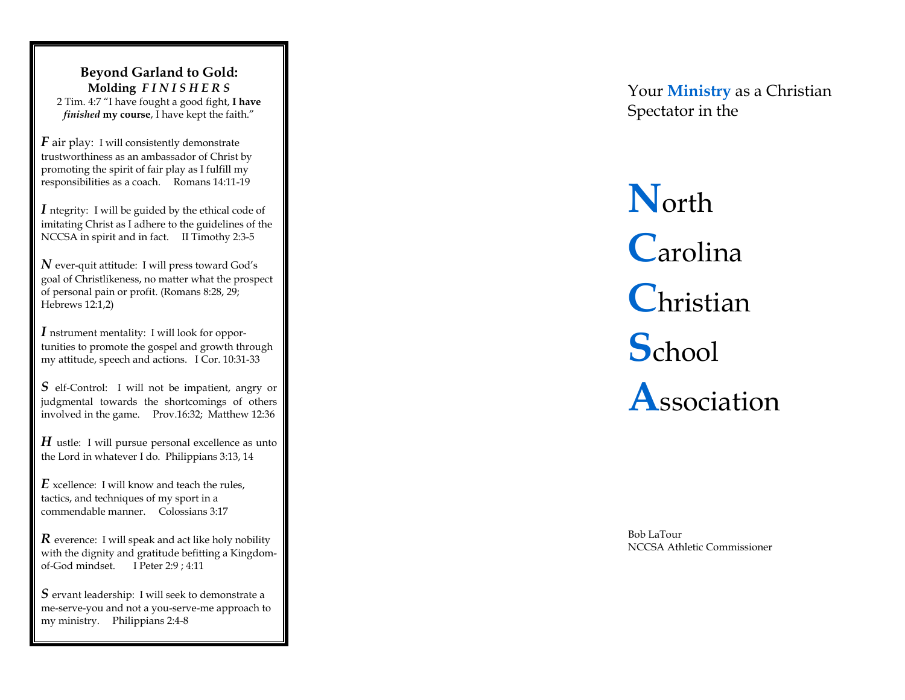**Beyond Garland to Gold:**
**Molding *F I N I S H E R S***

2 Tim. 4:7 "I have fought a good fight, **I have *finished* my course**, I have kept the faith."

***F*** air play: I will consistently demonstrate trustworthiness as an ambassador of Christ by promoting the spirit of fair play as I fulfill my responsibilities as a coach. Romans 14:11-19

***I*** ntegrity: I will be guided by the ethical code of imitating Christ as I adhere to the guidelines of the NCCSA in spirit and in fact. II Timothy 2:3-5

***N*** ever-quit attitude: I will press toward God's goal of Christlikeness, no matter what the prospect of personal pain or profit. (Romans 8:28, 29; Hebrews 12:1,2)

***I*** nstrument mentality: I will look for opportunities to promote the gospel and growth through my attitude, speech and actions. I Cor. 10:31-33

***S*** elf-Control: I will not be impatient, angry or judgmental towards the shortcomings of others involved in the game. Prov.16:32; Matthew 12:36

***H*** ustle: I will pursue personal excellence as unto the Lord in whatever I do. Philippians 3:13, 14

***E*** xcellence: I will know and teach the rules, tactics, and techniques of my sport in a commendable manner. Colossians 3:17

***R*** everence: I will speak and act like holy nobility with the dignity and gratitude befitting a Kingdom-of-God mindset. I Peter 2:9 ; 4:11

***S*** ervant leadership: I will seek to demonstrate a me-serve-you and not a you-serve-me approach to my ministry. Philippians 2:4-8

Your **Ministry** as a Christian Spectator in the

# **N**orth **C**arolina **C**hristian **S**chool **A**ssociation

Bob LaTour
NCCSA Athletic Commissioner